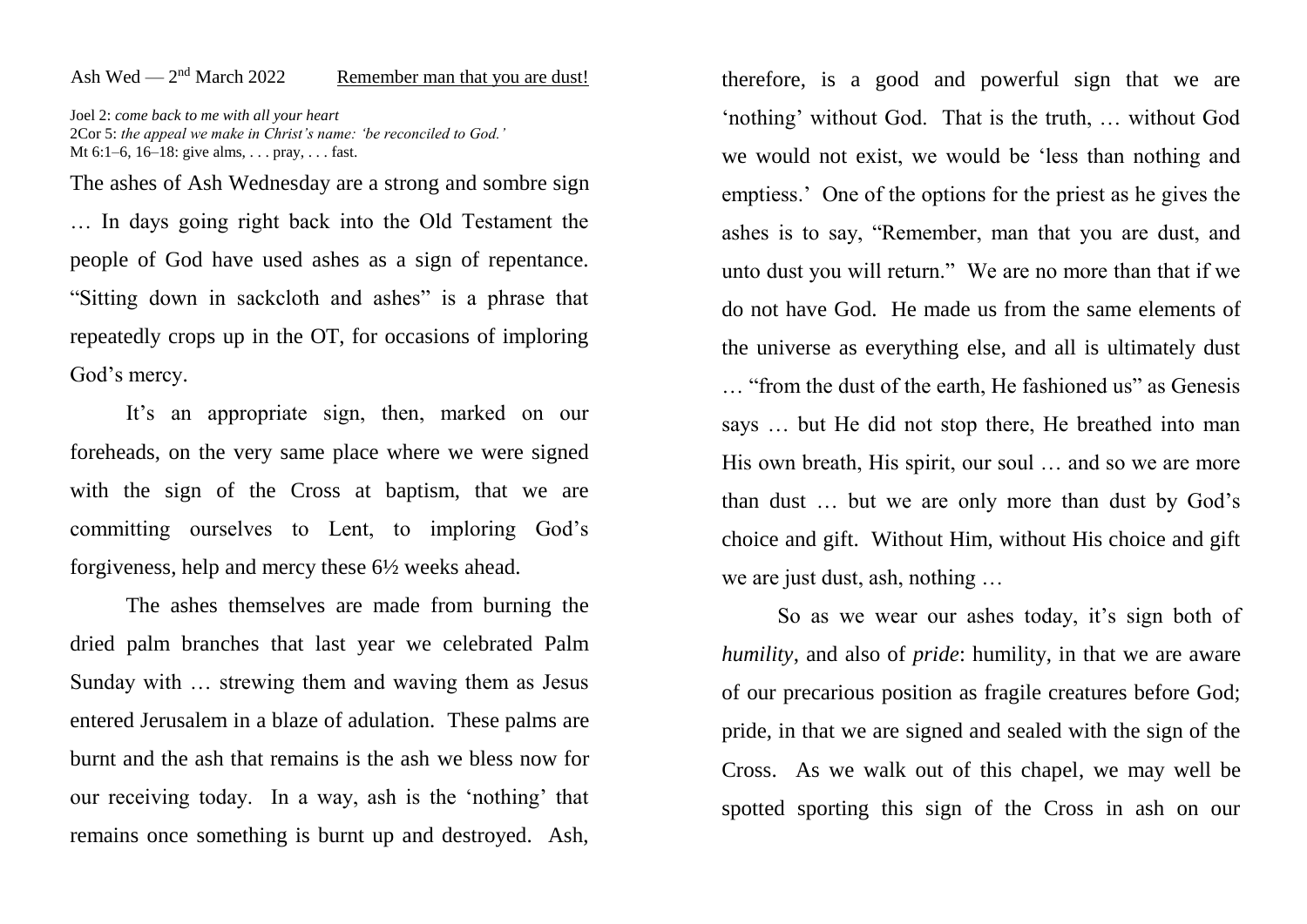Ash Wed — 2nd March 2022 <u>Remember man that you are dust!</u>

Joel 2: *come back to me with all your heart*
2Cor 5: *the appeal we make in Christ's name: 'be reconciled to God.'*
Mt 6:1–6, 16–18: give alms, . . . pray, . . . fast.

The ashes of Ash Wednesday are a strong and sombre sign … In days going right back into the Old Testament the people of God have used ashes as a sign of repentance. "Sitting down in sackcloth and ashes" is a phrase that repeatedly crops up in the OT, for occasions of imploring God's mercy.

It's an appropriate sign, then, marked on our foreheads, on the very same place where we were signed with the sign of the Cross at baptism, that we are committing ourselves to Lent, to imploring God's forgiveness, help and mercy these 6½ weeks ahead.

The ashes themselves are made from burning the dried palm branches that last year we celebrated Palm Sunday with … strewing them and waving them as Jesus entered Jerusalem in a blaze of adulation. These palms are burnt and the ash that remains is the ash we bless now for our receiving today. In a way, ash is the 'nothing' that remains once something is burnt up and destroyed. Ash, therefore, is a good and powerful sign that we are 'nothing' without God. That is the truth, … without God we would not exist, we would be 'less than nothing and emptiess.' One of the options for the priest as he gives the ashes is to say, "Remember, man that you are dust, and unto dust you will return." We are no more than that if we do not have God. He made us from the same elements of the universe as everything else, and all is ultimately dust … "from the dust of the earth, He fashioned us" as Genesis says … but He did not stop there, He breathed into man His own breath, His spirit, our soul … and so we are more than dust … but we are only more than dust by God's choice and gift. Without Him, without His choice and gift we are just dust, ash, nothing …

So as we wear our ashes today, it's sign both of *humility*, and also of *pride*: humility, in that we are aware of our precarious position as fragile creatures before God; pride, in that we are signed and sealed with the sign of the Cross. As we walk out of this chapel, we may well be spotted sporting this sign of the Cross in ash on our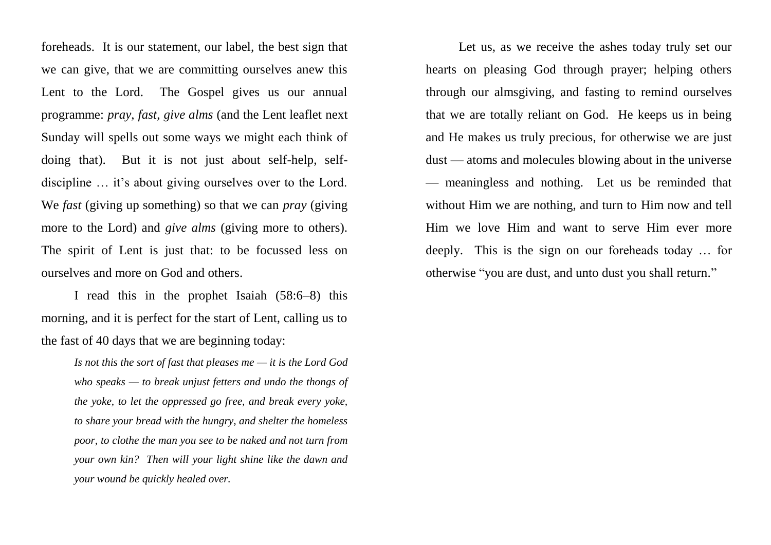foreheads. It is our statement, our label, the best sign that we can give, that we are committing ourselves anew this Lent to the Lord. The Gospel gives us our annual programme: *pray*, *fast*, *give alms* (and the Lent leaflet next Sunday will spells out some ways we might each think of doing that). But it is not just about self-help, self-discipline … it's about giving ourselves over to the Lord. We *fast* (giving up something) so that we can *pray* (giving more to the Lord) and *give alms* (giving more to others). The spirit of Lent is just that: to be focussed less on ourselves and more on God and others.

I read this in the prophet Isaiah (58:6–8) this morning, and it is perfect for the start of Lent, calling us to the fast of 40 days that we are beginning today:

> *Is not this the sort of fast that pleases me — it is the Lord God who speaks — to break unjust fetters and undo the thongs of the yoke, to let the oppressed go free, and break every yoke, to share your bread with the hungry, and shelter the homeless poor, to clothe the man you see to be naked and not turn from your own kin? Then will your light shine like the dawn and your wound be quickly healed over.*

Let us, as we receive the ashes today truly set our hearts on pleasing God through prayer; helping others through our almsgiving, and fasting to remind ourselves that we are totally reliant on God. He keeps us in being and He makes us truly precious, for otherwise we are just dust — atoms and molecules blowing about in the universe — meaningless and nothing. Let us be reminded that without Him we are nothing, and turn to Him now and tell Him we love Him and want to serve Him ever more deeply. This is the sign on our foreheads today … for otherwise "you are dust, and unto dust you shall return."